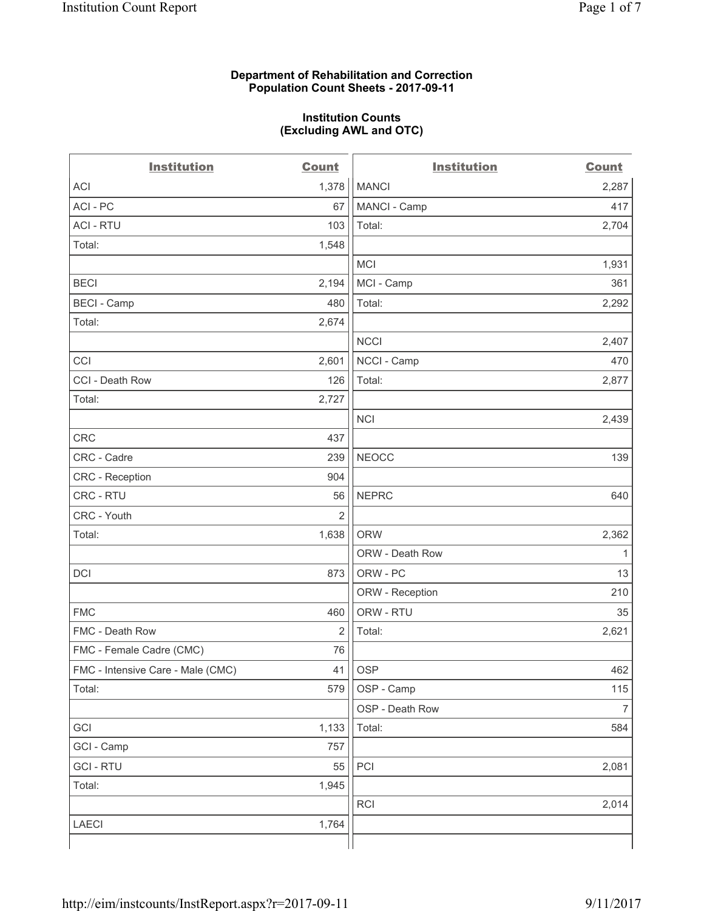**Department of Rehabilitation and Correction**
**Population Count Sheets - 2017-09-11**

**Institution Counts**
**(Excluding AWL and OTC)**

| Institution | Count | Institution | Count |
|---|---|---|---|
| ACI | 1,378 | MANCI | 2,287 |
| ACI - PC | 67 | MANCI - Camp | 417 |
| ACI - RTU | 103 | Total: | 2,704 |
| Total: | 1,548 | | |
| | | MCI | 1,931 |
| BECI | 2,194 | MCI - Camp | 361 |
| BECI - Camp | 480 | Total: | 2,292 |
| Total: | 2,674 | | |
| | | NCCI | 2,407 |
| CCI | 2,601 | NCCI - Camp | 470 |
| CCI - Death Row | 126 | Total: | 2,877 |
| Total: | 2,727 | | |
| | | NCI | 2,439 |
| CRC | 437 | | |
| CRC - Cadre | 239 | NEOCC | 139 |
| CRC - Reception | 904 | | |
| CRC - RTU | 56 | NEPRC | 640 |
| CRC - Youth | 2 | | |
| Total: | 1,638 | ORW | 2,362 |
| | | ORW - Death Row | 1 |
| DCI | 873 | ORW - PC | 13 |
| | | ORW - Reception | 210 |
| FMC | 460 | ORW - RTU | 35 |
| FMC - Death Row | 2 | Total: | 2,621 |
| FMC - Female Cadre (CMC) | 76 | | |
| FMC - Intensive Care - Male (CMC) | 41 | OSP | 462 |
| Total: | 579 | OSP - Camp | 115 |
| | | OSP - Death Row | 7 |
| GCI | 1,133 | Total: | 584 |
| GCI - Camp | 757 | | |
| GCI - RTU | 55 | PCI | 2,081 |
| Total: | 1,945 | | |
| | | RCI | 2,014 |
| LAECI | 1,764 | | |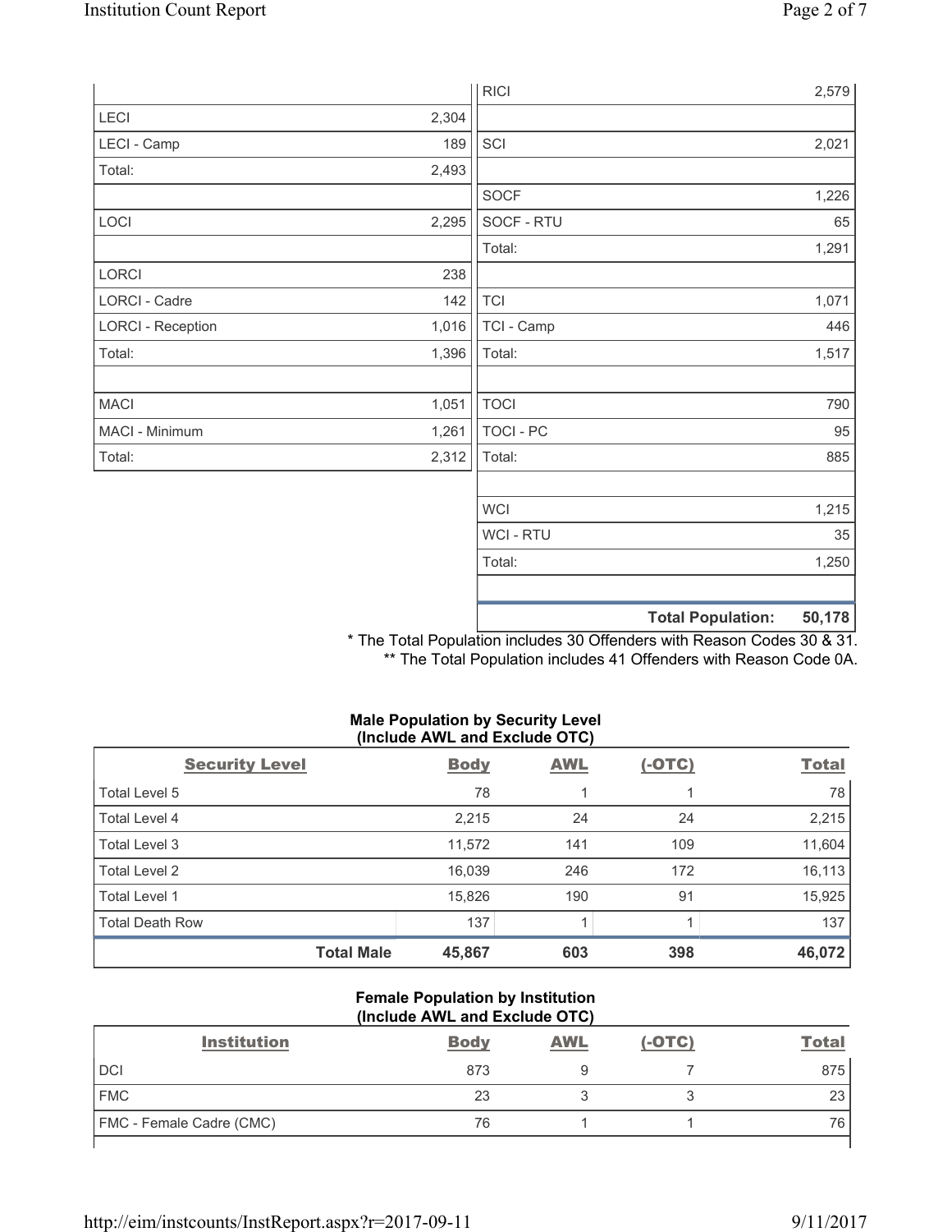| | |
|---|---|
| LECI | 2,304 |
| LECI - Camp | 189 |
| Total: | 2,493 |
| | |
| LOCI | 2,295 |
| | |
| LORCI | 238 |
| LORCI - Cadre | 142 |
| LORCI - Reception | 1,016 |
| Total: | 1,396 |
| | |
| MACI | 1,051 |
| MACI - Minimum | 1,261 |
| Total: | 2,312 |

| | |
|---|---|
| RICI | 2,579 |
| | |
| SCI | 2,021 |
| | |
| SOCF | 1,226 |
| SOCF - RTU | 65 |
| Total: | 1,291 |
| | |
| TCI | 1,071 |
| TCI - Camp | 446 |
| Total: | 1,517 |
| | |
| TOCI | 790 |
| TOCI - PC | 95 |
| Total: | 885 |
| | |
| WCI | 1,215 |
| WCI - RTU | 35 |
| Total: | 1,250 |
| | |
| **Total Population:** | **50,178** |

* The Total Population includes 30 Offenders with Reason Codes 30 & 31.
** The Total Population includes 41 Offenders with Reason Code 0A.

### Male Population by Security Level (Include AWL and Exclude OTC)

| Security Level | Body | AWL | (-OTC) | Total |
|---|---|---|---|---|
| Total Level 5 | 78 | 1 | 1 | 78 |
| Total Level 4 | 2,215 | 24 | 24 | 2,215 |
| Total Level 3 | 11,572 | 141 | 109 | 11,604 |
| Total Level 2 | 16,039 | 246 | 172 | 16,113 |
| Total Level 1 | 15,826 | 190 | 91 | 15,925 |
| Total Death Row | 137 | 1 | 1 | 137 |
| **Total Male** | **45,867** | **603** | **398** | **46,072** |

### Female Population by Institution (Include AWL and Exclude OTC)

| Institution | Body | AWL | (-OTC) | Total |
|---|---|---|---|---|
| DCI | 873 | 9 | 7 | 875 |
| FMC | 23 | 3 | 3 | 23 |
| FMC - Female Cadre (CMC) | 76 | 1 | 1 | 76 |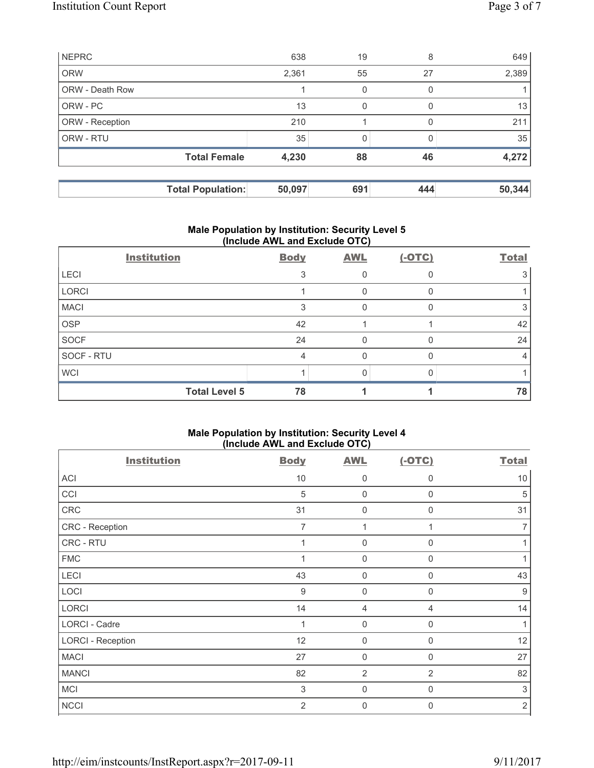| | | | | |
|---|---|---|---|---|
| NEPRC | 638 | 19 | 8 | 649 |
| ORW | 2,361 | 55 | 27 | 2,389 |
| ORW - Death Row | 1 | 0 | 0 | 1 |
| ORW - PC | 13 | 0 | 0 | 13 |
| ORW - Reception | 210 | 1 | 0 | 211 |
| ORW - RTU | 35 | 0 | 0 | 35 |
| **Total Female** | **4,230** | **88** | **46** | **4,272** |

| | | | | |
|---|---|---|---|---|
| **Total Population:** | **50,097** | **691** | **444** | **50,344** |

### Male Population by Institution: Security Level 5 (Include AWL and Exclude OTC)

| Institution | Body | AWL | (-OTC) | Total |
|---|---|---|---|---|
| LECI | 3 | 0 | 0 | 3 |
| LORCI | 1 | 0 | 0 | 1 |
| MACI | 3 | 0 | 0 | 3 |
| OSP | 42 | 1 | 1 | 42 |
| SOCF | 24 | 0 | 0 | 24 |
| SOCF - RTU | 4 | 0 | 0 | 4 |
| WCI | 1 | 0 | 0 | 1 |
| **Total Level 5** | **78** | **1** | **1** | **78** |

### Male Population by Institution: Security Level 4 (Include AWL and Exclude OTC)

| Institution | Body | AWL | (-OTC) | Total |
|---|---|---|---|---|
| ACI | 10 | 0 | 0 | 10 |
| CCI | 5 | 0 | 0 | 5 |
| CRC | 31 | 0 | 0 | 31 |
| CRC - Reception | 7 | 1 | 1 | 7 |
| CRC - RTU | 1 | 0 | 0 | 1 |
| FMC | 1 | 0 | 0 | 1 |
| LECI | 43 | 0 | 0 | 43 |
| LOCI | 9 | 0 | 0 | 9 |
| LORCI | 14 | 4 | 4 | 14 |
| LORCI - Cadre | 1 | 0 | 0 | 1 |
| LORCI - Reception | 12 | 0 | 0 | 12 |
| MACI | 27 | 0 | 0 | 27 |
| MANCI | 82 | 2 | 2 | 82 |
| MCI | 3 | 0 | 0 | 3 |
| NCCI | 2 | 0 | 0 | 2 |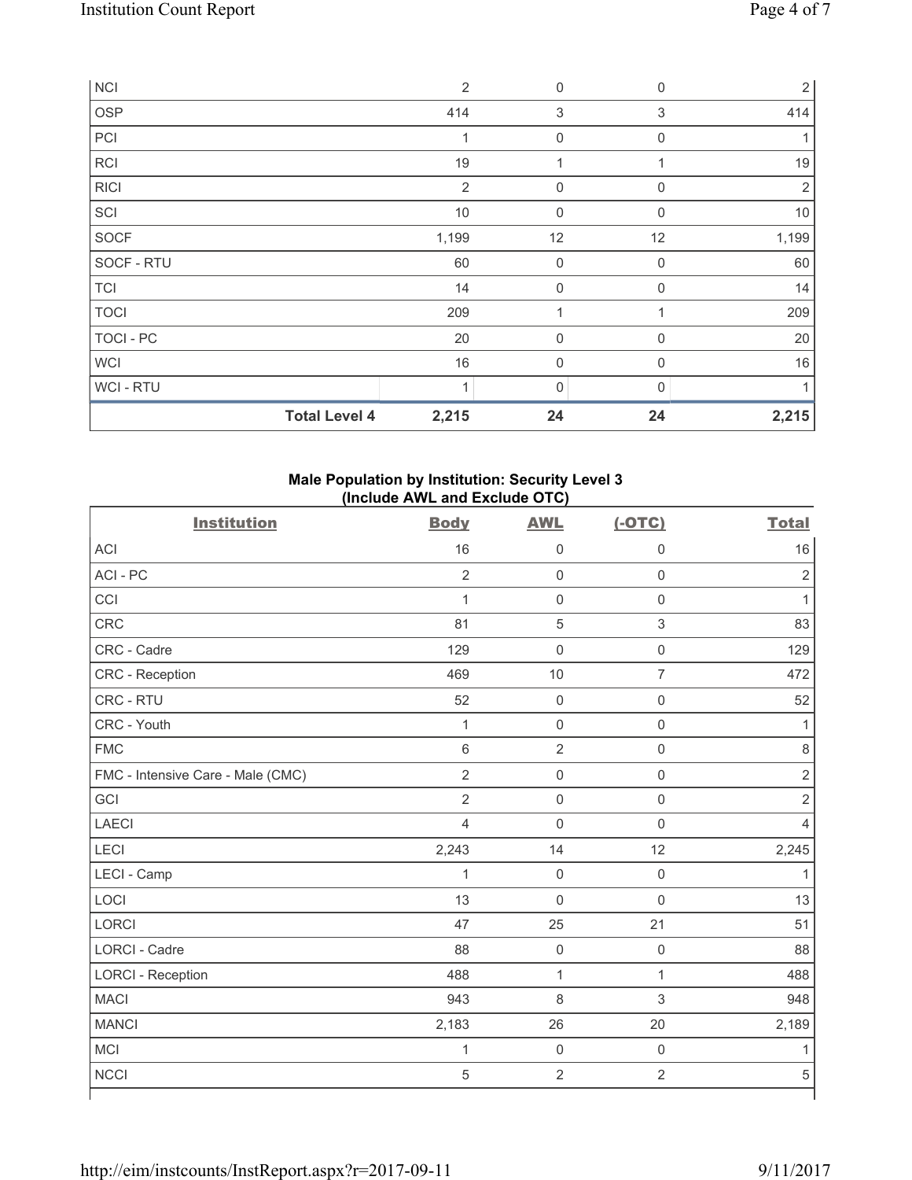| | Body | AWL | (-OTC) | Total |
|---|---|---|---|---|
| NCI | 2 | 0 | 0 | 2 |
| OSP | 414 | 3 | 3 | 414 |
| PCI | 1 | 0 | 0 | 1 |
| RCI | 19 | 1 | 1 | 19 |
| RICI | 2 | 0 | 0 | 2 |
| SCI | 10 | 0 | 0 | 10 |
| SOCF | 1,199 | 12 | 12 | 1,199 |
| SOCF - RTU | 60 | 0 | 0 | 60 |
| TCI | 14 | 0 | 0 | 14 |
| TOCI | 209 | 1 | 1 | 209 |
| TOCI - PC | 20 | 0 | 0 | 20 |
| WCI | 16 | 0 | 0 | 16 |
| WCI - RTU | 1 | 0 | 0 | 1 |
| **Total Level 4** | **2,215** | **24** | **24** | **2,215** |

## Male Population by Institution: Security Level 3 (Include AWL and Exclude OTC)

| Institution | Body | AWL | (-OTC) | Total |
|---|---|---|---|---|
| ACI | 16 | 0 | 0 | 16 |
| ACI - PC | 2 | 0 | 0 | 2 |
| CCI | 1 | 0 | 0 | 1 |
| CRC | 81 | 5 | 3 | 83 |
| CRC - Cadre | 129 | 0 | 0 | 129 |
| CRC - Reception | 469 | 10 | 7 | 472 |
| CRC - RTU | 52 | 0 | 0 | 52 |
| CRC - Youth | 1 | 0 | 0 | 1 |
| FMC | 6 | 2 | 0 | 8 |
| FMC - Intensive Care - Male (CMC) | 2 | 0 | 0 | 2 |
| GCI | 2 | 0 | 0 | 2 |
| LAECI | 4 | 0 | 0 | 4 |
| LECI | 2,243 | 14 | 12 | 2,245 |
| LECI - Camp | 1 | 0 | 0 | 1 |
| LOCI | 13 | 0 | 0 | 13 |
| LORCI | 47 | 25 | 21 | 51 |
| LORCI - Cadre | 88 | 0 | 0 | 88 |
| LORCI - Reception | 488 | 1 | 1 | 488 |
| MACI | 943 | 8 | 3 | 948 |
| MANCI | 2,183 | 26 | 20 | 2,189 |
| MCI | 1 | 0 | 0 | 1 |
| NCCI | 5 | 2 | 2 | 5 |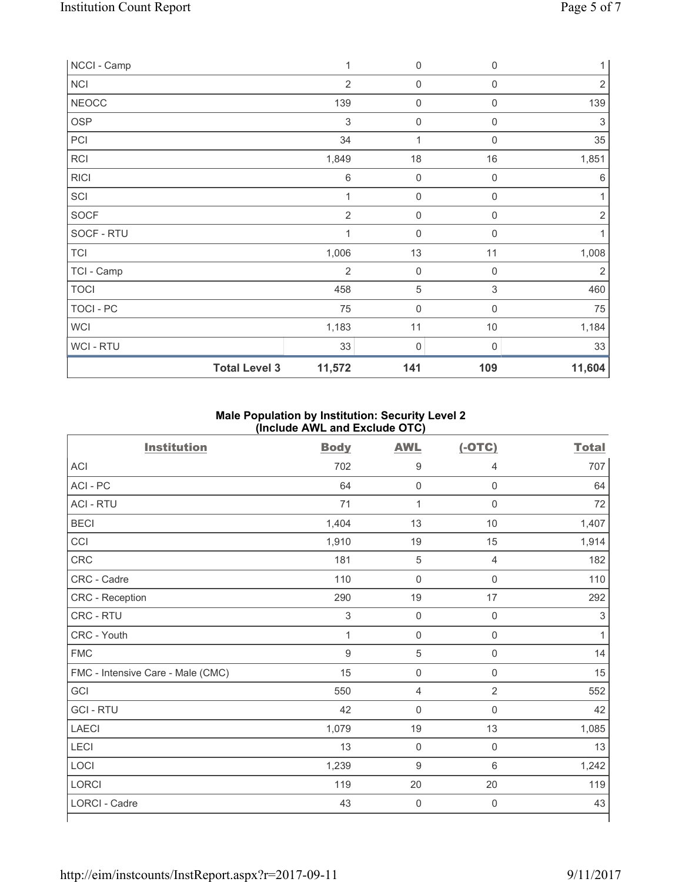| | | | | |
|---|---|---|---|---|
| NCCI - Camp | 1 | 0 | 0 | 1 |
| NCI | 2 | 0 | 0 | 2 |
| NEOCC | 139 | 0 | 0 | 139 |
| OSP | 3 | 0 | 0 | 3 |
| PCI | 34 | 1 | 0 | 35 |
| RCI | 1,849 | 18 | 16 | 1,851 |
| RICI | 6 | 0 | 0 | 6 |
| SCI | 1 | 0 | 0 | 1 |
| SOCF | 2 | 0 | 0 | 2 |
| SOCF - RTU | 1 | 0 | 0 | 1 |
| TCI | 1,006 | 13 | 11 | 1,008 |
| TCI - Camp | 2 | 0 | 0 | 2 |
| TOCI | 458 | 5 | 3 | 460 |
| TOCI - PC | 75 | 0 | 0 | 75 |
| WCI | 1,183 | 11 | 10 | 1,184 |
| WCI - RTU | 33 | 0 | 0 | 33 |
| **Total Level 3** | **11,572** | **141** | **109** | **11,604** |

**Male Population by Institution: Security Level 2 (Include AWL and Exclude OTC)**

| Institution | Body | AWL | (-OTC) | Total |
|---|---|---|---|---|
| ACI | 702 | 9 | 4 | 707 |
| ACI - PC | 64 | 0 | 0 | 64 |
| ACI - RTU | 71 | 1 | 0 | 72 |
| BECI | 1,404 | 13 | 10 | 1,407 |
| CCI | 1,910 | 19 | 15 | 1,914 |
| CRC | 181 | 5 | 4 | 182 |
| CRC - Cadre | 110 | 0 | 0 | 110 |
| CRC - Reception | 290 | 19 | 17 | 292 |
| CRC - RTU | 3 | 0 | 0 | 3 |
| CRC - Youth | 1 | 0 | 0 | 1 |
| FMC | 9 | 5 | 0 | 14 |
| FMC - Intensive Care - Male (CMC) | 15 | 0 | 0 | 15 |
| GCI | 550 | 4 | 2 | 552 |
| GCI - RTU | 42 | 0 | 0 | 42 |
| LAECI | 1,079 | 19 | 13 | 1,085 |
| LECI | 13 | 0 | 0 | 13 |
| LOCI | 1,239 | 9 | 6 | 1,242 |
| LORCI | 119 | 20 | 20 | 119 |
| LORCI - Cadre | 43 | 0 | 0 | 43 |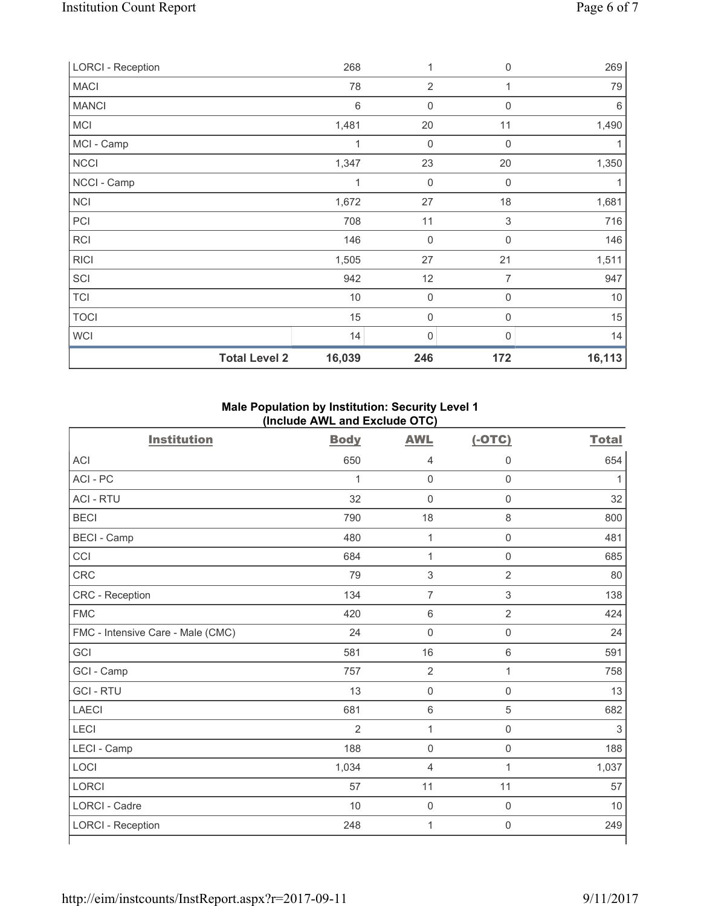| | | | | |
|---|---|---|---|---|
| LORCI - Reception | 268 | 1 | 0 | 269 |
| MACI | 78 | 2 | 1 | 79 |
| MANCI | 6 | 0 | 0 | 6 |
| MCI | 1,481 | 20 | 11 | 1,490 |
| MCI - Camp | 1 | 0 | 0 | 1 |
| NCCI | 1,347 | 23 | 20 | 1,350 |
| NCCI - Camp | 1 | 0 | 0 | 1 |
| NCI | 1,672 | 27 | 18 | 1,681 |
| PCI | 708 | 11 | 3 | 716 |
| RCI | 146 | 0 | 0 | 146 |
| RICI | 1,505 | 27 | 21 | 1,511 |
| SCI | 942 | 12 | 7 | 947 |
| TCI | 10 | 0 | 0 | 10 |
| TOCI | 15 | 0 | 0 | 15 |
| WCI | 14 | 0 | 0 | 14 |
| **Total Level 2** | **16,039** | **246** | **172** | **16,113** |

## Male Population by Institution: Security Level 1 (Include AWL and Exclude OTC)

| Institution | Body | AWL | (-OTC) | Total |
|---|---|---|---|---|
| ACI | 650 | 4 | 0 | 654 |
| ACI - PC | 1 | 0 | 0 | 1 |
| ACI - RTU | 32 | 0 | 0 | 32 |
| BECI | 790 | 18 | 8 | 800 |
| BECI - Camp | 480 | 1 | 0 | 481 |
| CCI | 684 | 1 | 0 | 685 |
| CRC | 79 | 3 | 2 | 80 |
| CRC - Reception | 134 | 7 | 3 | 138 |
| FMC | 420 | 6 | 2 | 424 |
| FMC - Intensive Care - Male (CMC) | 24 | 0 | 0 | 24 |
| GCI | 581 | 16 | 6 | 591 |
| GCI - Camp | 757 | 2 | 1 | 758 |
| GCI - RTU | 13 | 0 | 0 | 13 |
| LAECI | 681 | 6 | 5 | 682 |
| LECI | 2 | 1 | 0 | 3 |
| LECI - Camp | 188 | 0 | 0 | 188 |
| LOCI | 1,034 | 4 | 1 | 1,037 |
| LORCI | 57 | 11 | 11 | 57 |
| LORCI - Cadre | 10 | 0 | 0 | 10 |
| LORCI - Reception | 248 | 1 | 0 | 249 |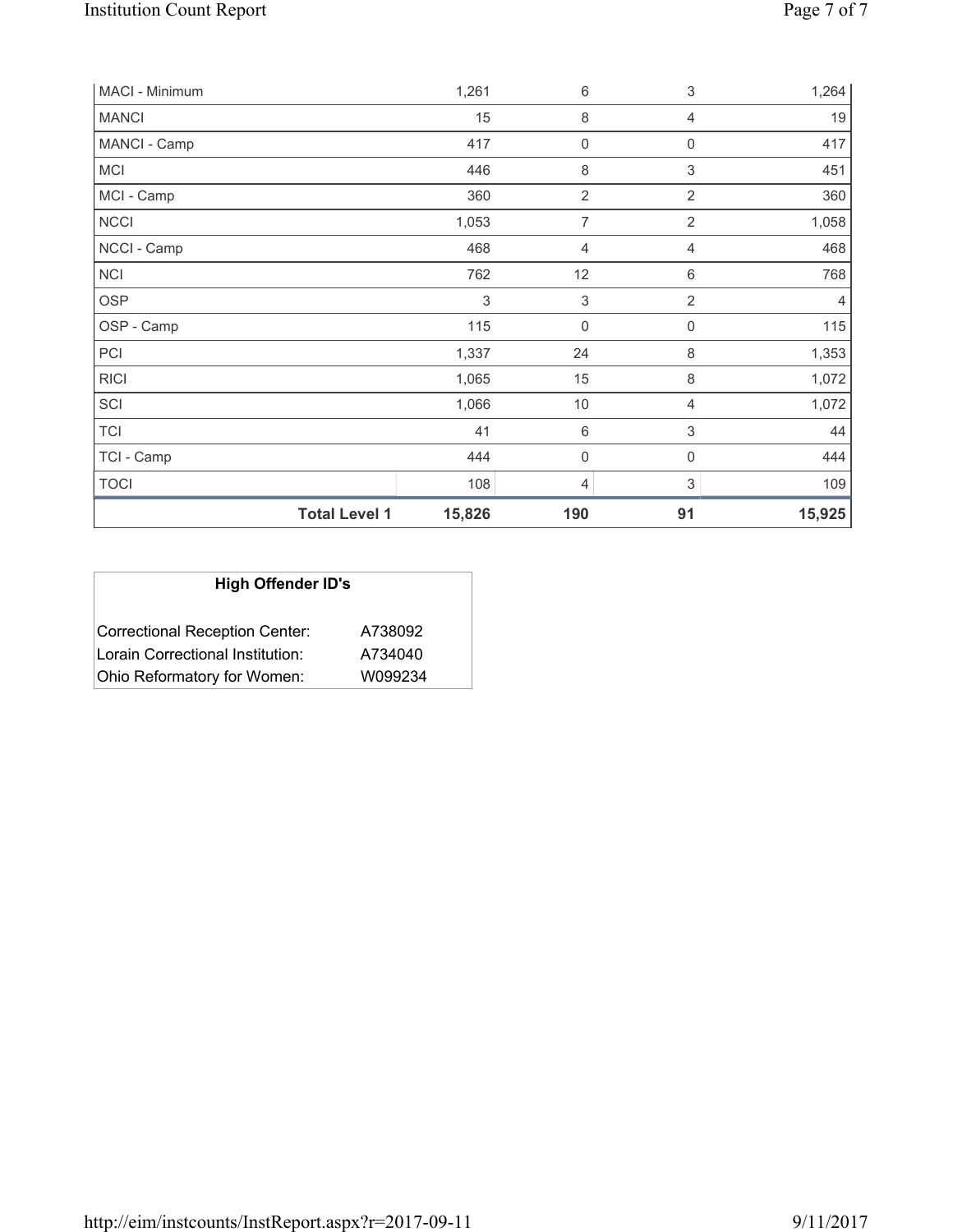| | | | | |
|---|---|---|---|---|
| MACI - Minimum | 1,261 | 6 | 3 | 1,264 |
| MANCI | 15 | 8 | 4 | 19 |
| MANCI - Camp | 417 | 0 | 0 | 417 |
| MCI | 446 | 8 | 3 | 451 |
| MCI - Camp | 360 | 2 | 2 | 360 |
| NCCI | 1,053 | 7 | 2 | 1,058 |
| NCCI - Camp | 468 | 4 | 4 | 468 |
| NCI | 762 | 12 | 6 | 768 |
| OSP | 3 | 3 | 2 | 4 |
| OSP - Camp | 115 | 0 | 0 | 115 |
| PCI | 1,337 | 24 | 8 | 1,353 |
| RICI | 1,065 | 15 | 8 | 1,072 |
| SCI | 1,066 | 10 | 4 | 1,072 |
| TCI | 41 | 6 | 3 | 44 |
| TCI - Camp | 444 | 0 | 0 | 444 |
| TOCI | 108 | 4 | 3 | 109 |
| **Total Level 1** | **15,826** | **190** | **91** | **15,925** |

| High Offender ID's | |
|---|---|
| Correctional Reception Center: | A738092 |
| Lorain Correctional Institution: | A734040 |
| Ohio Reformatory for Women: | W099234 |